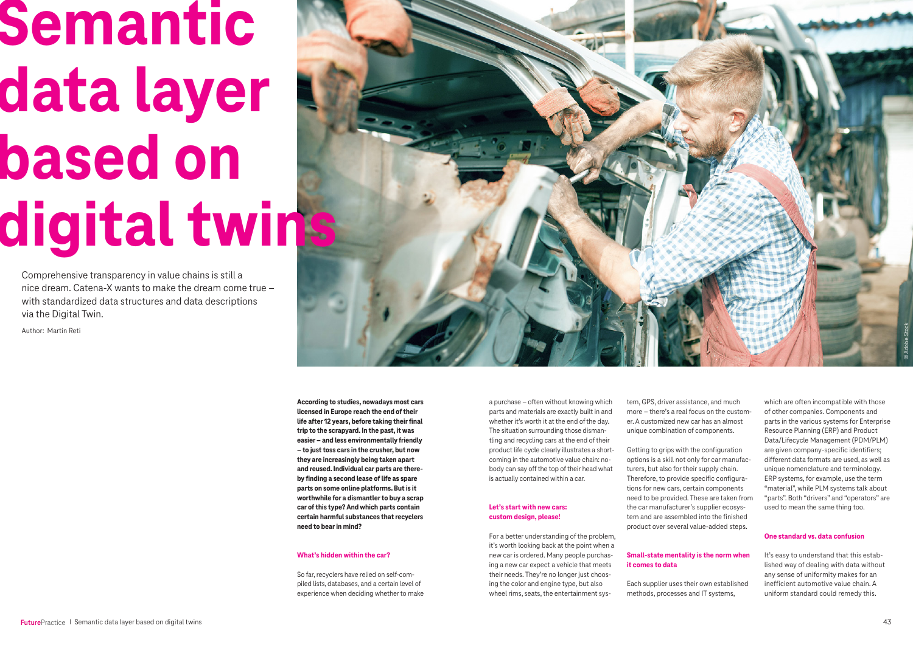# Semantic data layer based on digital twins

Comprehensive transparency in value chains is still a nice dream. Catena-X wants to make the dream come true – with standardized data structures and data descriptions via the Digital Twin.

Author: Martin Reti

**According to studies, nowadays most cars licensed in Europe reach the end of their life after 12 years, before taking their final trip to the scrapyard. In the past, it was easier – and less environmentally friendly – to just toss cars in the crusher, but now they are increasingly being taken apart and reused. Individual car parts are thereby finding a second lease of life as spare parts on some online platforms. But is it worthwhile for a dismantler to buy a scrap car of this type? And which parts contain certain harmful substances that recyclers need to bear in mind?**

## What's hidden within the car?

So far, recyclers have relied on self-compiled lists, databases, and a certain level of experience when deciding whether to make a purchase – often without knowing which parts and materials are exactly built in and whether it's worth it at the end of the day. The situation surrounding those dismantling and recycling cars at the end of their product life cycle clearly illustrates a shortcoming in the automotive value chain: nobody can say off the top of their head what is actually contained within a car.

## Let's start with new cars: custom design, please!

For a better understanding of the problem, it's worth looking back at the point when a new car is ordered. Many people purchasing a new car expect a vehicle that meets their needs. They're no longer just choosing the color and engine type, but also wheel rims, seats, the entertainment system, GPS, driver assistance, and much more – there's a real focus on the customer. A customized new car has an almost unique combination of components.

Getting to grips with the configuration options is a skill not only for car manufacturers, but also for their supply chain. Therefore, to provide specific configurations for new cars, certain components need to be provided. These are taken from the car manufacturer's supplier ecosystem and are assembled into the finished product over several value-added steps.

## Small-state mentality is the norm when it comes to data

Each supplier uses their own established methods, processes and IT systems, which are often incompatible with those of other companies. Components and parts in the various systems for Enterprise Resource Planning (ERP) and Product Data/Lifecycle Management (PDM/PLM) are given company-specific identifiers; different data formats are used, as well as unique nomenclature and terminology. ERP systems, for example, use the term "material", while PLM systems talk about "parts". Both "drivers" and "operators" are used to mean the same thing too.

## One standard vs. data confusion

It's easy to understand that this established way of dealing with data without any sense of uniformity makes for an inefficient automotive value chain. A uniform standard could remedy this.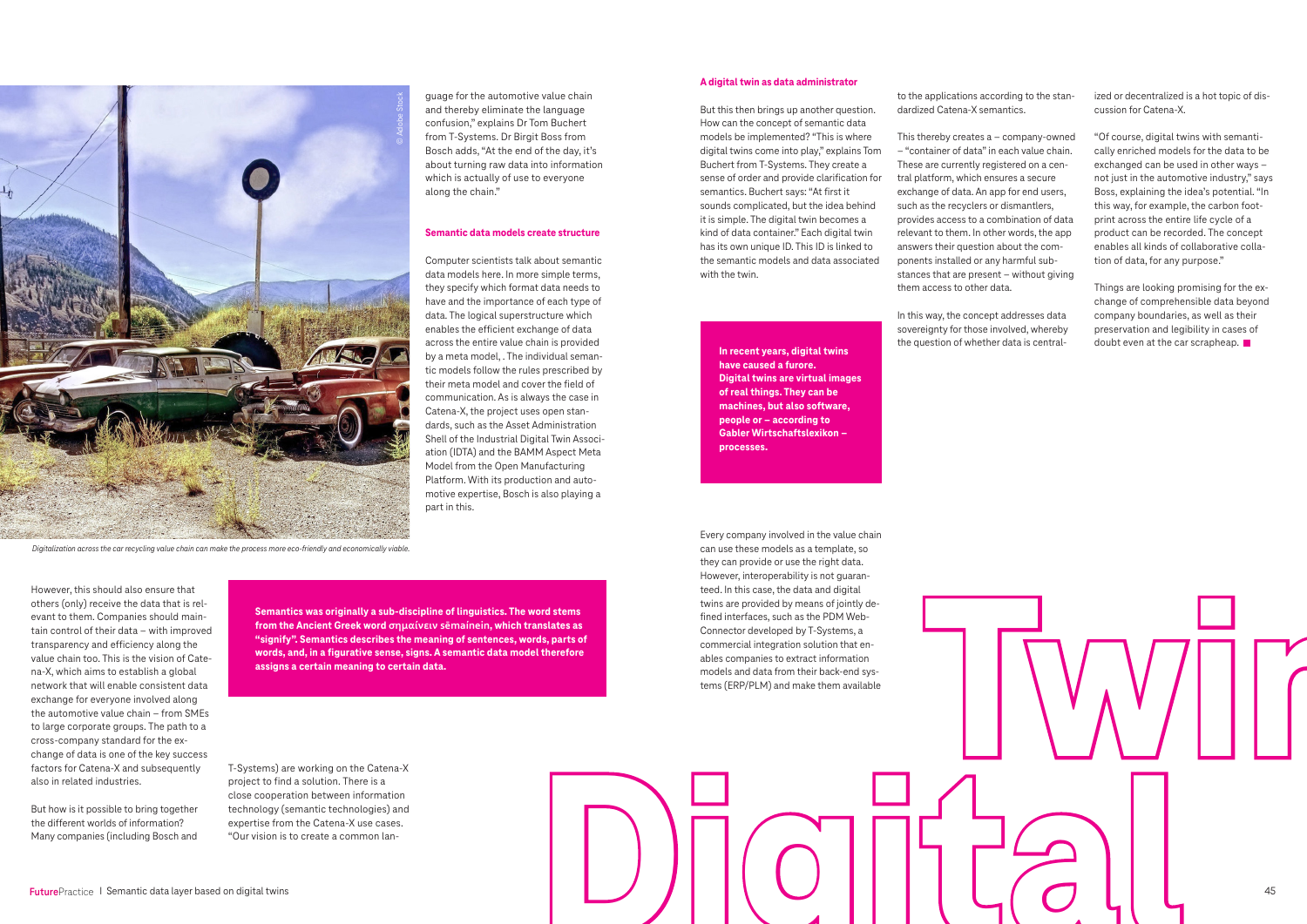guage for the automotive value chain and thereby eliminate the language confusion," explains Dr Tom Buchert from T-Systems. Dr Birgit Boss from Bosch adds, "At the end of the day, it's about turning raw data into information which is actually of use to everyone along the chain."

## Semantic data models create structure

Computer scientists talk about semantic data models here. In more simple terms, they specify which format data needs to have and the importance of each type of data. The logical superstructure which enables the efficient exchange of data across the entire value chain is provided by a meta model, . The individual semantic models follow the rules prescribed by their meta model and cover the field of communication. As is always the case in Catena-X, the project uses open standards, such as the Asset Administration Shell of the Industrial Digital Twin Association (IDTA) and the BAMM Aspect Meta Model from the Open Manufacturing Platform. With its production and automotive expertise, Bosch is also playing a part in this.

*Digitalization across the car recycling value chain can make the process more eco-friendly and economically viable.*

However, this should also ensure that others (only) receive the data that is relevant to them. Companies should maintain control of their data – with improved transparency and efficiency along the value chain too. This is the vision of Catena-X, which aims to establish a global network that will enable consistent data exchange for everyone involved along the automotive value chain – from SMEs to large corporate groups. The path to a cross-company standard for the exchange of data is one of the key success factors for Catena-X and subsequently also in related industries.

But how is it possible to bring together the different worlds of information? Many companies (including Bosch and T-Systems) are working on the Catena-X project to find a solution. There is a close cooperation between information technology (semantic technologies) and expertise from the Catena-X use cases. "Our vision is to create a common lan-

**Semantics was originally a sub-discipline of linguistics. The word stems from the Ancient Greek word σημαίνειν sēmaínein, which translates as "signify". Semantics describes the meaning of sentences, words, parts of words, and, in a figurative sense, signs. A semantic data model therefore assigns a certain meaning to certain data.**

## A digital twin as data administrator

But this then brings up another question. How can the concept of semantic data models be implemented? "This is where digital twins come into play," explains Tom Buchert from T-Systems. They create a sense of order and provide clarification for semantics. Buchert says: "At first it sounds complicated, but the idea behind it is simple. The digital twin becomes a kind of data container." Each digital twin has its own unique ID. This ID is linked to the semantic models and data associated with the twin.

**In recent years, digital twins have caused a furore. Digital twins are virtual images of real things. They can be machines, but also software, people or – according to Gabler Wirtschaftslexikon – processes.**

Every company involved in the value chain can use these models as a template, so they can provide or use the right data. However, interoperability is not guaranteed. In this case, the data and digital twins are provided by means of jointly defined interfaces, such as the PDM Web-Connector developed by T-Systems, a commercial integration solution that enables companies to extract information models and data from their back-end systems (ERP/PLM) and make them available to the applications according to the standardized Catena-X semantics.

This thereby creates a – company-owned – "container of data" in each value chain. These are currently registered on a central platform, which ensures a secure exchange of data. An app for end users, such as the recyclers or dismantlers, provides access to a combination of data relevant to them. In other words, the app answers their question about the components installed or any harmful substances that are present – without giving them access to other data.

In this way, the concept addresses data sovereignty for those involved, whereby the question of whether data is centralized or decentralized is a hot topic of discussion for Catena-X.

"Of course, digital twins with semantically enriched models for the data to be exchanged can be used in other ways – not just in the automotive industry," says Boss, explaining the idea's potential. "In this way, for example, the carbon footprint across the entire life cycle of a product can be recorded. The concept enables all kinds of collaborative collation of data, for any purpose."

Things are looking promising for the exchange of comprehensible data beyond company boundaries, as well as their preservation and legibility in cases of doubt even at the car scrapheap. ■

Digital Twin